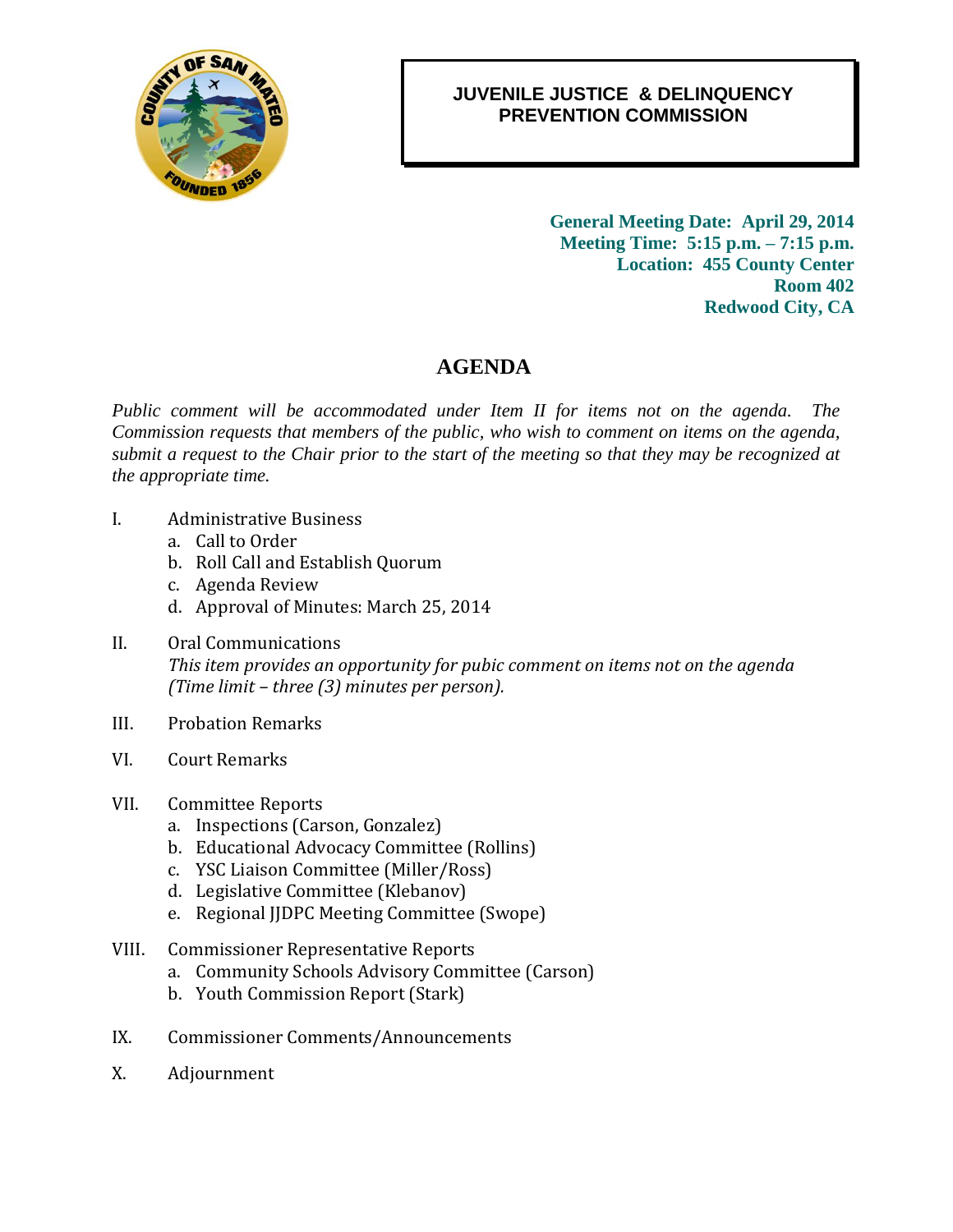# JUVENILE JUSTICE & DELINQUENCY PREVENTION COMMISSION

**General Meeting Date: April 29, 2014**
**Meeting Time: 5:15 p.m. – 7:15 p.m.**
**Location: 455 County Center**
**Room 402**
**Redwood City, CA**

## AGENDA

*Public comment will be accommodated under Item II for items not on the agenda. The Commission requests that members of the public, who wish to comment on items on the agenda, submit a request to the Chair prior to the start of the meeting so that they may be recognized at the appropriate time.*

I. Administrative Business
   a. Call to Order
   b. Roll Call and Establish Quorum
   c. Agenda Review
   d. Approval of Minutes: March 25, 2014

II. Oral Communications
   *This item provides an opportunity for pubic comment on items not on the agenda (Time limit – three (3) minutes per person).*

III. Probation Remarks

VI. Court Remarks

VII. Committee Reports
   a. Inspections (Carson, Gonzalez)
   b. Educational Advocacy Committee (Rollins)
   c. YSC Liaison Committee (Miller/Ross)
   d. Legislative Committee (Klebanov)
   e. Regional JJDPC Meeting Committee (Swope)

VIII. Commissioner Representative Reports
   a. Community Schools Advisory Committee (Carson)
   b. Youth Commission Report (Stark)

IX. Commissioner Comments/Announcements

X. Adjournment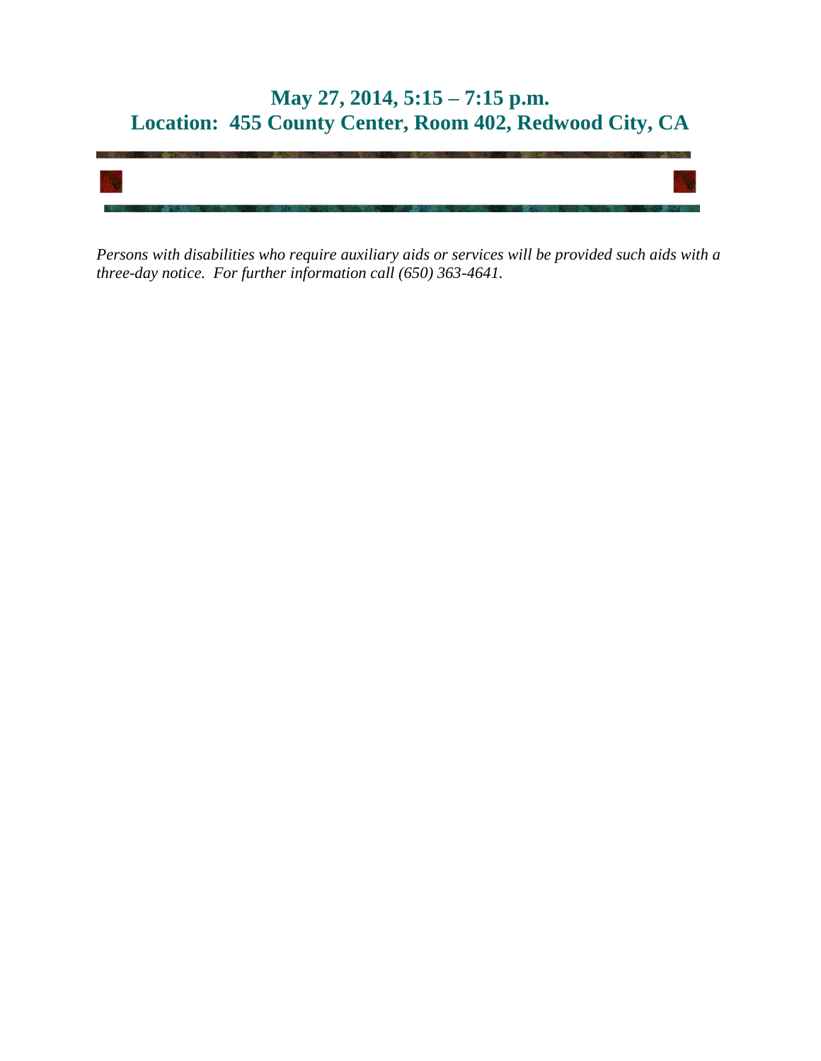## May 27, 2014, 5:15 – 7:15 p.m.
## Location: 455 County Center, Room 402, Redwood City, CA

*Persons with disabilities who require auxiliary aids or services will be provided such aids with a three-day notice. For further information call (650) 363-4641.*